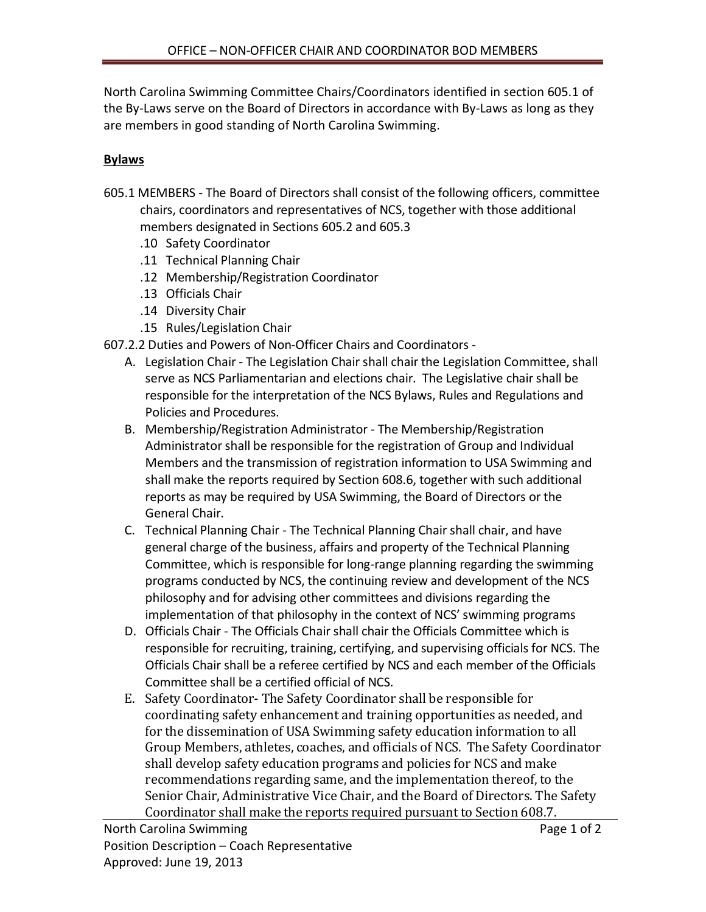# OFFICE – NON-OFFICER CHAIR AND COORDINATOR BOD MEMBERS

North Carolina Swimming Committee Chairs/Coordinators identified in section 605.1 of the By-Laws serve on the Board of Directors in accordance with By-Laws as long as they are members in good standing of North Carolina Swimming.

## Bylaws

605.1 MEMBERS - The Board of Directors shall consist of the following officers, committee chairs, coordinators and representatives of NCS, together with those additional members designated in Sections 605.2 and 605.3

- .10 Safety Coordinator
- .11 Technical Planning Chair
- .12 Membership/Registration Coordinator
- .13 Officials Chair
- .14 Diversity Chair
- .15 Rules/Legislation Chair

607.2.2 Duties and Powers of Non-Officer Chairs and Coordinators -

A. Legislation Chair - The Legislation Chair shall chair the Legislation Committee, shall serve as NCS Parliamentarian and elections chair. The Legislative chair shall be responsible for the interpretation of the NCS Bylaws, Rules and Regulations and Policies and Procedures.

B. Membership/Registration Administrator - The Membership/Registration Administrator shall be responsible for the registration of Group and Individual Members and the transmission of registration information to USA Swimming and shall make the reports required by Section 608.6, together with such additional reports as may be required by USA Swimming, the Board of Directors or the General Chair.

C. Technical Planning Chair - The Technical Planning Chair shall chair, and have general charge of the business, affairs and property of the Technical Planning Committee, which is responsible for long-range planning regarding the swimming programs conducted by NCS, the continuing review and development of the NCS philosophy and for advising other committees and divisions regarding the implementation of that philosophy in the context of NCS' swimming programs

D. Officials Chair - The Officials Chair shall chair the Officials Committee which is responsible for recruiting, training, certifying, and supervising officials for NCS. The Officials Chair shall be a referee certified by NCS and each member of the Officials Committee shall be a certified official of NCS.

E. Safety Coordinator- The Safety Coordinator shall be responsible for coordinating safety enhancement and training opportunities as needed, and for the dissemination of USA Swimming safety education information to all Group Members, athletes, coaches, and officials of NCS. The Safety Coordinator shall develop safety education programs and policies for NCS and make recommendations regarding same, and the implementation thereof, to the Senior Chair, Administrative Vice Chair, and the Board of Directors. The Safety Coordinator shall make the reports required pursuant to Section 608.7.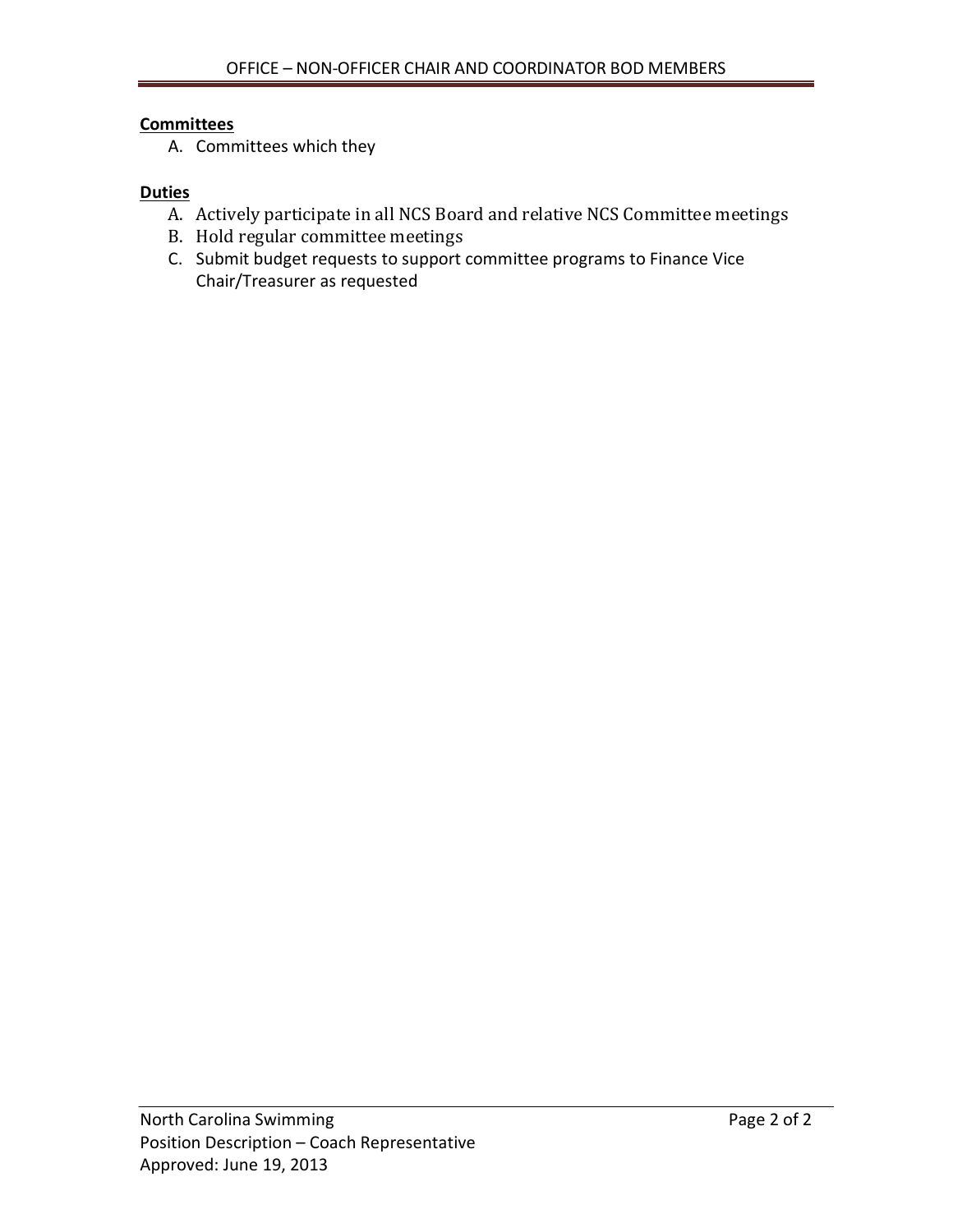**Committees**

A. Committees which they

**Duties**

A. Actively participate in all NCS Board and relative NCS Committee meetings
B. Hold regular committee meetings
C. Submit budget requests to support committee programs to Finance Vice Chair/Treasurer as requested